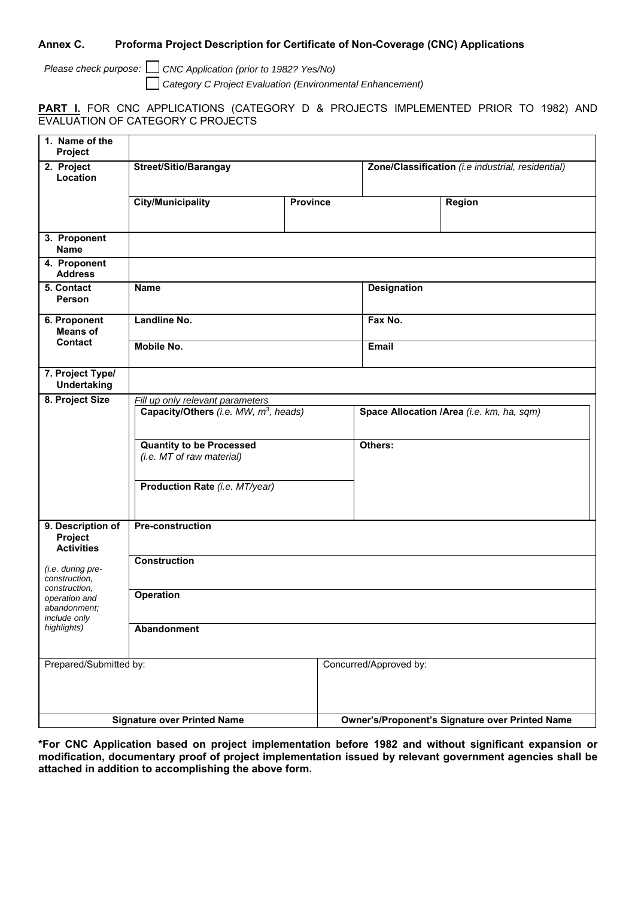## Annex C. Proforma Project Description for Certificate of Non-Coverage (CNC) Applications

*Please check purpose:* ☐ *CNC Application (prior to 1982? Yes/No)*

☐ *Category C Project Evaluation (Environmental Enhancement)*

**PART I.** FOR CNC APPLICATIONS (CATEGORY D & PROJECTS IMPLEMENTED PRIOR TO 1982) AND EVALUATION OF CATEGORY C PROJECTS

| | | | | |
|---|---|---|---|---|
| **1. Name of the Project** | | | | |
| **2. Project Location** | **Street/Sitio/Barangay** | | **Zone/Classification** *(i.e industrial, residential)* | |
| | **City/Municipality** | **Province** | | **Region** |
| **3. Proponent Name** | | | | |
| **4. Proponent Address** | | | | |
| **5. Contact Person** | **Name** | | **Designation** | |
| **6. Proponent Means of Contact** | **Landline No.** | | **Fax No.** | |
| | **Mobile No.** | | **Email** | |
| **7. Project Type/ Undertaking** | | | | |
| **8. Project Size** | *Fill up only relevant parameters* **Capacity/Others** *(i.e. MW, $m^3$, heads)* | | **Space Allocation /Area** *(i.e. km, ha, sqm)* | |
| | **Quantity to be Processed** *(i.e. MT of raw material)* | | **Others:** | |
| | **Production Rate** *(i.e. MT/year)* | | | |
| **9. Description of Project Activities** *(i.e. during pre-construction, construction, operation and abandonment; include only highlights)* | **Pre-construction** | | | |
| | **Construction** | | | |
| | **Operation** | | | |
| | **Abandonment** | | | |

| Prepared/Submitted by: | Concurred/Approved by: |
|---|---|
| | |
| **Signature over Printed Name** | **Owner's/Proponent's Signature over Printed Name** |

**\*For CNC Application based on project implementation before 1982 and without significant expansion or modification, documentary proof of project implementation issued by relevant government agencies shall be attached in addition to accomplishing the above form.**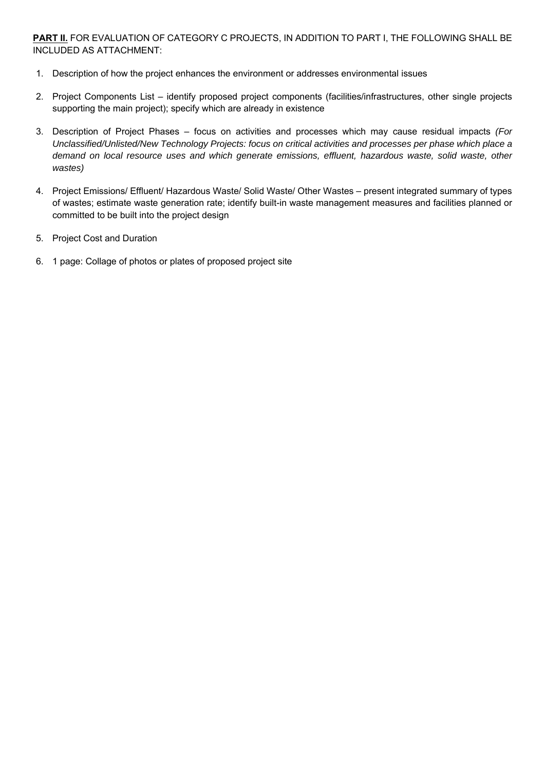**<u>PART II.</u>** FOR EVALUATION OF CATEGORY C PROJECTS, IN ADDITION TO PART I, THE FOLLOWING SHALL BE INCLUDED AS ATTACHMENT:

1. Description of how the project enhances the environment or addresses environmental issues

2. Project Components List – identify proposed project components (facilities/infrastructures, other single projects supporting the main project); specify which are already in existence

3. Description of Project Phases – focus on activities and processes which may cause residual impacts *(For Unclassified/Unlisted/New Technology Projects: focus on critical activities and processes per phase which place a demand on local resource uses and which generate emissions, effluent, hazardous waste, solid waste, other wastes)*

4. Project Emissions/ Effluent/ Hazardous Waste/ Solid Waste/ Other Wastes – present integrated summary of types of wastes; estimate waste generation rate; identify built-in waste management measures and facilities planned or committed to be built into the project design

5. Project Cost and Duration

6. 1 page: Collage of photos or plates of proposed project site